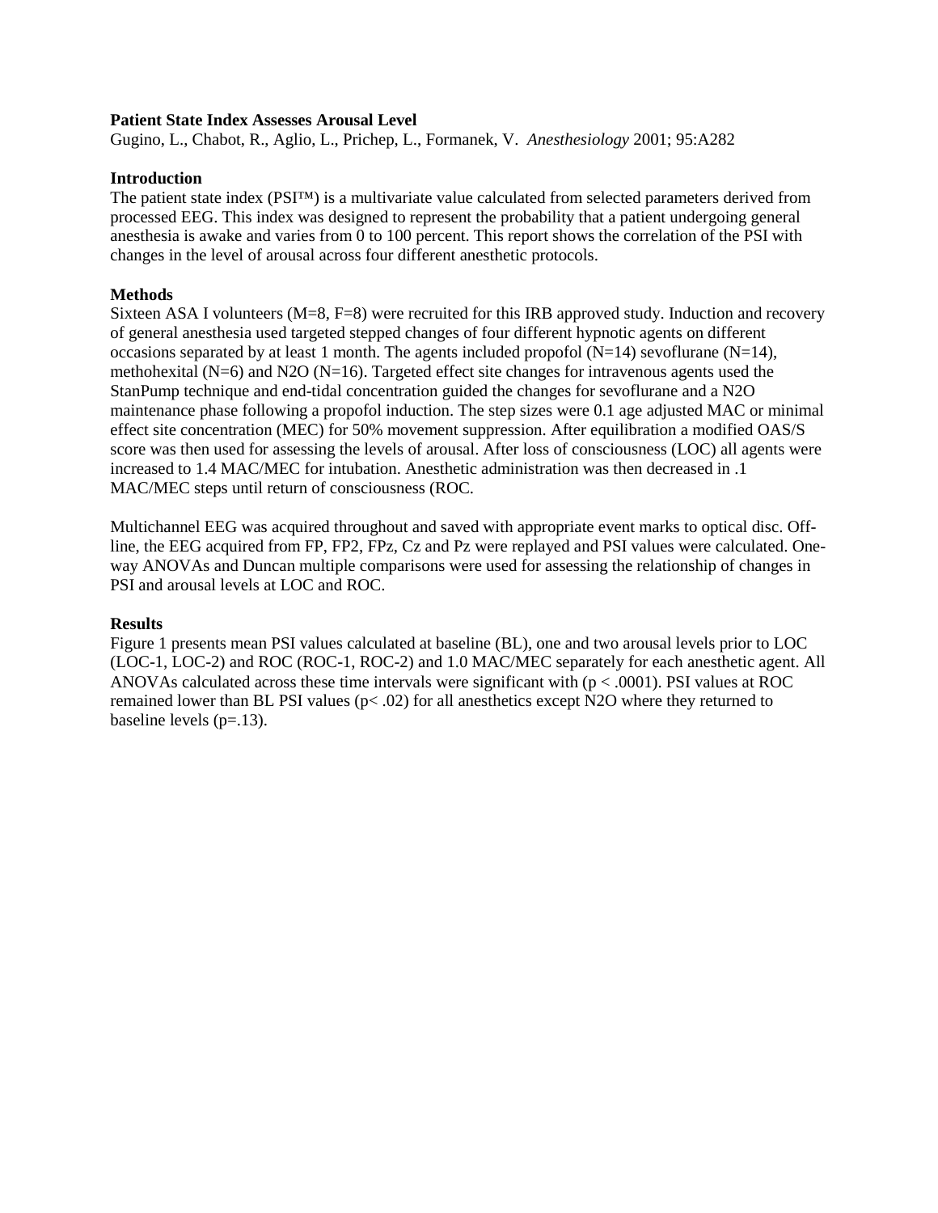**Patient State Index Assesses Arousal Level**

Gugino, L., Chabot, R., Aglio, L., Prichep, L., Formanek, V. *Anesthesiology* 2001; 95:A282

**Introduction**

The patient state index (PSI™) is a multivariate value calculated from selected parameters derived from processed EEG. This index was designed to represent the probability that a patient undergoing general anesthesia is awake and varies from 0 to 100 percent. This report shows the correlation of the PSI with changes in the level of arousal across four different anesthetic protocols.

**Methods**

Sixteen ASA I volunteers (M=8, F=8) were recruited for this IRB approved study. Induction and recovery of general anesthesia used targeted stepped changes of four different hypnotic agents on different occasions separated by at least 1 month. The agents included propofol (N=14) sevoflurane (N=14), methohexital (N=6) and $N_2O$ (N=16). Targeted effect site changes for intravenous agents used the StanPump technique and end-tidal concentration guided the changes for sevoflurane and a $N_2O$ maintenance phase following a propofol induction. The step sizes were 0.1 age adjusted MAC or minimal effect site concentration (MEC) for 50% movement suppression. After equilibration a modified OAS/S score was then used for assessing the levels of arousal. After loss of consciousness (LOC) all agents were increased to 1.4 MAC/MEC for intubation. Anesthetic administration was then decreased in .1 MAC/MEC steps until return of consciousness (ROC.

Multichannel EEG was acquired throughout and saved with appropriate event marks to optical disc. Off-line, the EEG acquired from FP, FP2, FPz, Cz and Pz were replayed and PSI values were calculated. One-way ANOVAs and Duncan multiple comparisons were used for assessing the relationship of changes in PSI and arousal levels at LOC and ROC.

**Results**

Figure 1 presents mean PSI values calculated at baseline (BL), one and two arousal levels prior to LOC (LOC-1, LOC-2) and ROC (ROC-1, ROC-2) and 1.0 MAC/MEC separately for each anesthetic agent. All ANOVAs calculated across these time intervals were significant with ($p < .0001$). PSI values at ROC remained lower than BL PSI values ($p < .02$) for all anesthetics except $N_2O$ where they returned to baseline levels ($p = .13$).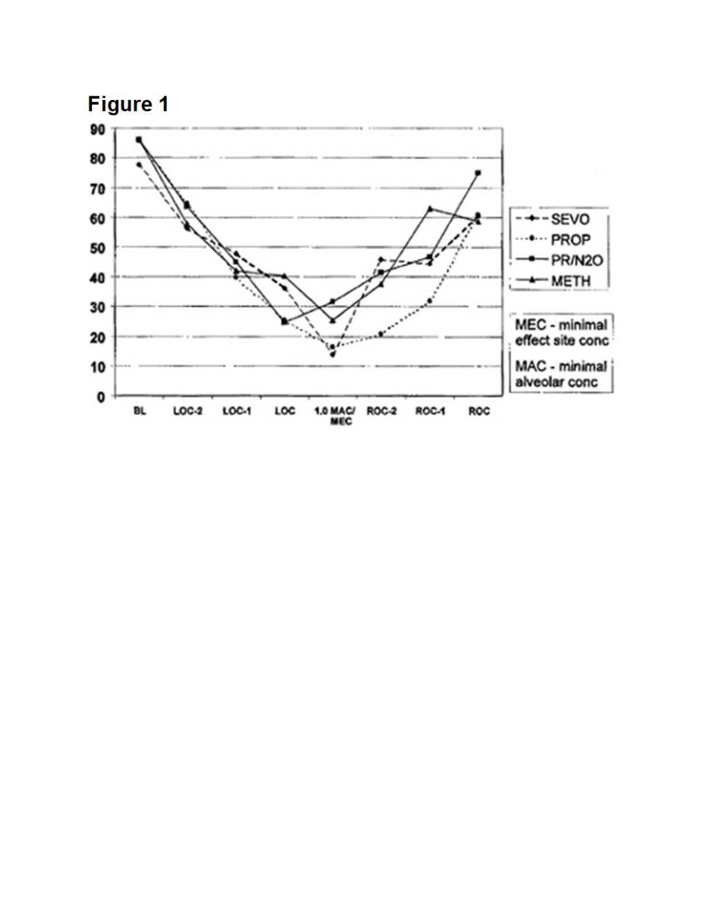# Figure 1

90
80
70
60
50
40
30
20
10
0

BL
LOC-2
LOC-1
LOC
1.0 MAC/ MEC
ROC-2
ROC-1
ROC

SEVO
PROP
PR/N2O
METH

MEC - minimal effect site conc

MAC - minimal alveolar conc